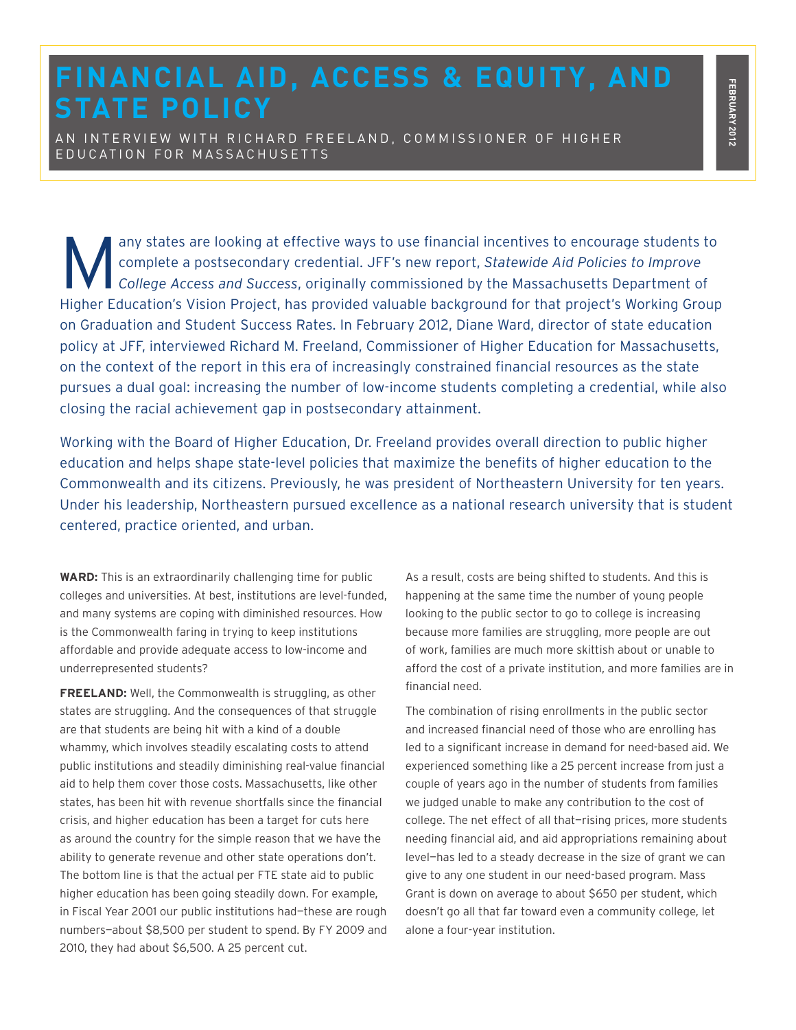# FINANCIAL AID, ACCESS & EQUITY, AND STATE POLICY

AN INTERVIEW WITH RICHARD FREELAND, COMMISSIONER OF HIGHER EDUCATION FOR MASSACHUSETTS

FEBRUARY 2012

Many states are looking at effective ways to use financial incentives to encourage students to complete a postsecondary credential. JFF's new report, *Statewide Aid Policies to Improve College Access and Success*, originally commissioned by the Massachusetts Department of Higher Education's Vision Project, has provided valuable background for that project's Working Group on Graduation and Student Success Rates. In February 2012, Diane Ward, director of state education policy at JFF, interviewed Richard M. Freeland, Commissioner of Higher Education for Massachusetts, on the context of the report in this era of increasingly constrained financial resources as the state pursues a dual goal: increasing the number of low-income students completing a credential, while also closing the racial achievement gap in postsecondary attainment.

Working with the Board of Higher Education, Dr. Freeland provides overall direction to public higher education and helps shape state-level policies that maximize the benefits of higher education to the Commonwealth and its citizens. Previously, he was president of Northeastern University for ten years. Under his leadership, Northeastern pursued excellence as a national research university that is student centered, practice oriented, and urban.

**WARD:** This is an extraordinarily challenging time for public colleges and universities. At best, institutions are level-funded, and many systems are coping with diminished resources. How is the Commonwealth faring in trying to keep institutions affordable and provide adequate access to low-income and underrepresented students?

**FREELAND:** Well, the Commonwealth is struggling, as other states are struggling. And the consequences of that struggle are that students are being hit with a kind of a double whammy, which involves steadily escalating costs to attend public institutions and steadily diminishing real-value financial aid to help them cover those costs. Massachusetts, like other states, has been hit with revenue shortfalls since the financial crisis, and higher education has been a target for cuts here as around the country for the simple reason that we have the ability to generate revenue and other state operations don't. The bottom line is that the actual per FTE state aid to public higher education has been going steadily down. For example, in Fiscal Year 2001 our public institutions had—these are rough numbers—about $8,500 per student to spend. By FY 2009 and 2010, they had about $6,500. A 25 percent cut.

As a result, costs are being shifted to students. And this is happening at the same time the number of young people looking to the public sector to go to college is increasing because more families are struggling, more people are out of work, families are much more skittish about or unable to afford the cost of a private institution, and more families are in financial need.

The combination of rising enrollments in the public sector and increased financial need of those who are enrolling has led to a significant increase in demand for need-based aid. We experienced something like a 25 percent increase from just a couple of years ago in the number of students from families we judged unable to make any contribution to the cost of college. The net effect of all that—rising prices, more students needing financial aid, and aid appropriations remaining about level—has led to a steady decrease in the size of grant we can give to any one student in our need-based program. Mass Grant is down on average to about $650 per student, which doesn't go all that far toward even a community college, let alone a four-year institution.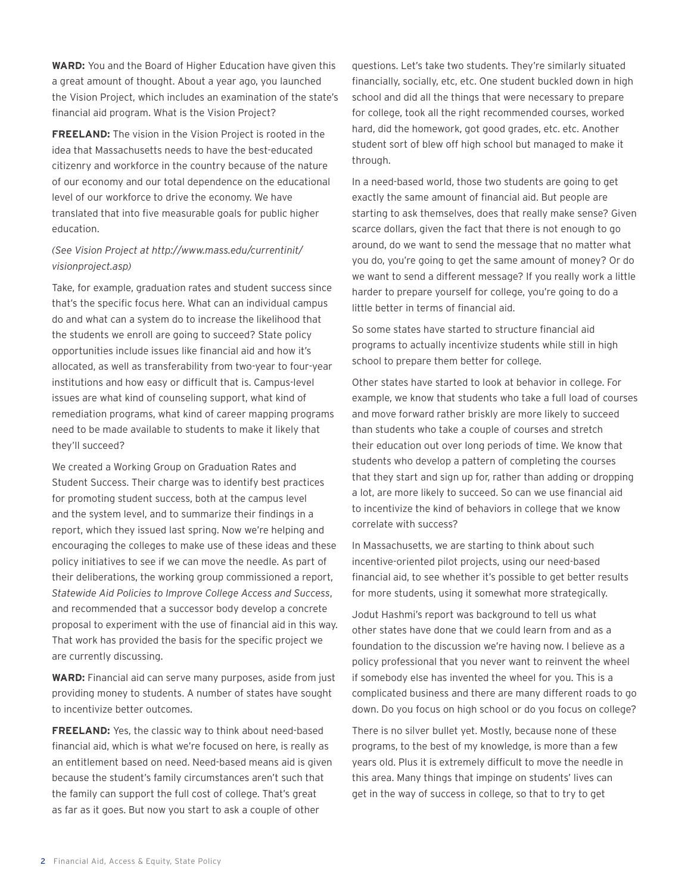**WARD:** You and the Board of Higher Education have given this a great amount of thought. About a year ago, you launched the Vision Project, which includes an examination of the state's financial aid program. What is the Vision Project?

**FREELAND:** The vision in the Vision Project is rooted in the idea that Massachusetts needs to have the best-educated citizenry and workforce in the country because of the nature of our economy and our total dependence on the educational level of our workforce to drive the economy. We have translated that into five measurable goals for public higher education.

*(See Vision Project at http://www.mass.edu/currentinit/visionproject.asp)*

Take, for example, graduation rates and student success since that's the specific focus here. What can an individual campus do and what can a system do to increase the likelihood that the students we enroll are going to succeed? State policy opportunities include issues like financial aid and how it's allocated, as well as transferability from two-year to four-year institutions and how easy or difficult that is. Campus-level issues are what kind of counseling support, what kind of remediation programs, what kind of career mapping programs need to be made available to students to make it likely that they'll succeed?

We created a Working Group on Graduation Rates and Student Success. Their charge was to identify best practices for promoting student success, both at the campus level and the system level, and to summarize their findings in a report, which they issued last spring. Now we're helping and encouraging the colleges to make use of these ideas and these policy initiatives to see if we can move the needle. As part of their deliberations, the working group commissioned a report, *Statewide Aid Policies to Improve College Access and Success*, and recommended that a successor body develop a concrete proposal to experiment with the use of financial aid in this way. That work has provided the basis for the specific project we are currently discussing.

**WARD:** Financial aid can serve many purposes, aside from just providing money to students. A number of states have sought to incentivize better outcomes.

**FREELAND:** Yes, the classic way to think about need-based financial aid, which is what we're focused on here, is really as an entitlement based on need. Need-based means aid is given because the student's family circumstances aren't such that the family can support the full cost of college. That's great as far as it goes. But now you start to ask a couple of other questions. Let's take two students. They're similarly situated financially, socially, etc, etc. One student buckled down in high school and did all the things that were necessary to prepare for college, took all the right recommended courses, worked hard, did the homework, got good grades, etc. etc. Another student sort of blew off high school but managed to make it through.

In a need-based world, those two students are going to get exactly the same amount of financial aid. But people are starting to ask themselves, does that really make sense? Given scarce dollars, given the fact that there is not enough to go around, do we want to send the message that no matter what you do, you're going to get the same amount of money? Or do we want to send a different message? If you really work a little harder to prepare yourself for college, you're going to do a little better in terms of financial aid.

So some states have started to structure financial aid programs to actually incentivize students while still in high school to prepare them better for college.

Other states have started to look at behavior in college. For example, we know that students who take a full load of courses and move forward rather briskly are more likely to succeed than students who take a couple of courses and stretch their education out over long periods of time. We know that students who develop a pattern of completing the courses that they start and sign up for, rather than adding or dropping a lot, are more likely to succeed. So can we use financial aid to incentivize the kind of behaviors in college that we know correlate with success?

In Massachusetts, we are starting to think about such incentive-oriented pilot projects, using our need-based financial aid, to see whether it's possible to get better results for more students, using it somewhat more strategically.

Jodut Hashmi's report was background to tell us what other states have done that we could learn from and as a foundation to the discussion we're having now. I believe as a policy professional that you never want to reinvent the wheel if somebody else has invented the wheel for you. This is a complicated business and there are many different roads to go down. Do you focus on high school or do you focus on college?

There is no silver bullet yet. Mostly, because none of these programs, to the best of my knowledge, is more than a few years old. Plus it is extremely difficult to move the needle in this area. Many things that impinge on students' lives can get in the way of success in college, so that to try to get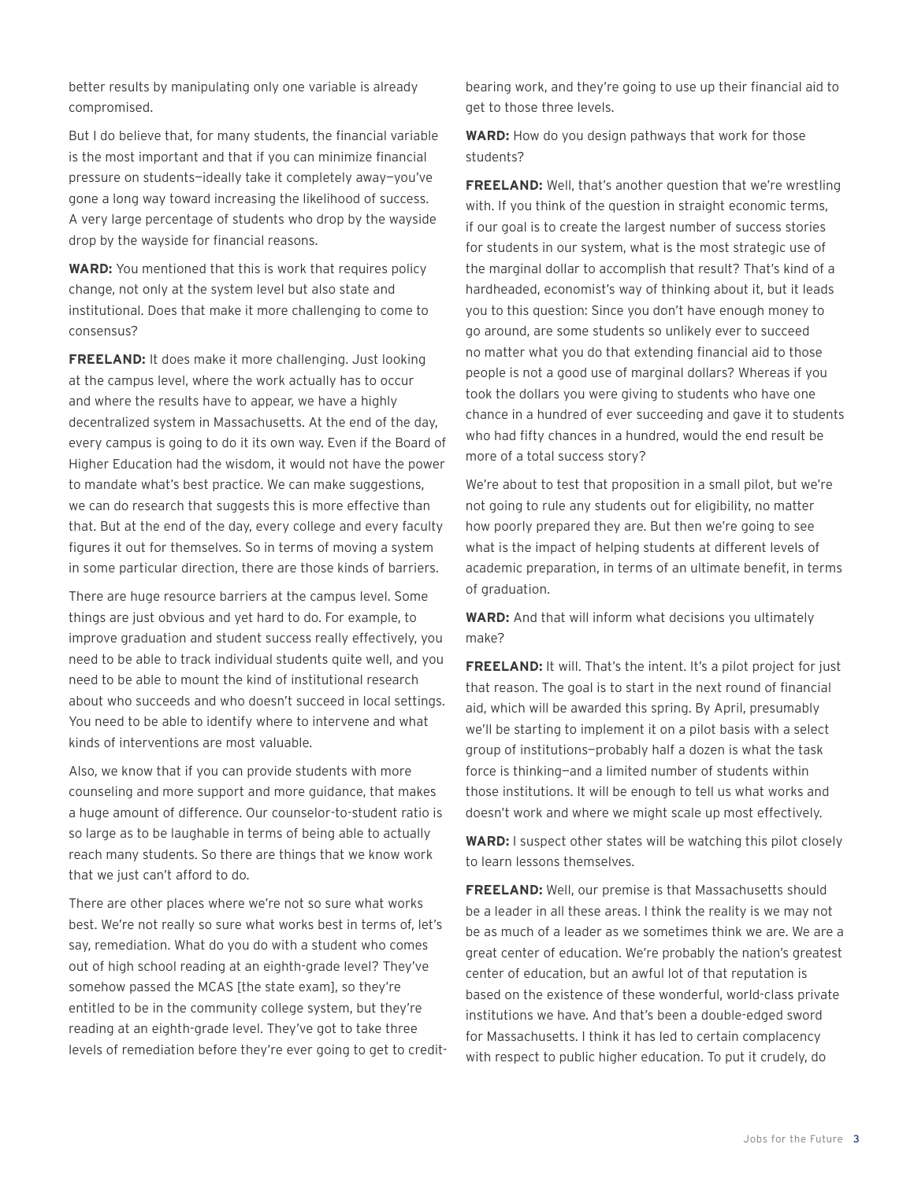better results by manipulating only one variable is already compromised.

But I do believe that, for many students, the financial variable is the most important and that if you can minimize financial pressure on students—ideally take it completely away—you've gone a long way toward increasing the likelihood of success. A very large percentage of students who drop by the wayside drop by the wayside for financial reasons.

**WARD:** You mentioned that this is work that requires policy change, not only at the system level but also state and institutional. Does that make it more challenging to come to consensus?

**FREELAND:** It does make it more challenging. Just looking at the campus level, where the work actually has to occur and where the results have to appear, we have a highly decentralized system in Massachusetts. At the end of the day, every campus is going to do it its own way. Even if the Board of Higher Education had the wisdom, it would not have the power to mandate what's best practice. We can make suggestions, we can do research that suggests this is more effective than that. But at the end of the day, every college and every faculty figures it out for themselves. So in terms of moving a system in some particular direction, there are those kinds of barriers.

There are huge resource barriers at the campus level. Some things are just obvious and yet hard to do. For example, to improve graduation and student success really effectively, you need to be able to track individual students quite well, and you need to be able to mount the kind of institutional research about who succeeds and who doesn't succeed in local settings. You need to be able to identify where to intervene and what kinds of interventions are most valuable.

Also, we know that if you can provide students with more counseling and more support and more guidance, that makes a huge amount of difference. Our counselor-to-student ratio is so large as to be laughable in terms of being able to actually reach many students. So there are things that we know work that we just can't afford to do.

There are other places where we're not so sure what works best. We're not really so sure what works best in terms of, let's say, remediation. What do you do with a student who comes out of high school reading at an eighth-grade level? They've somehow passed the MCAS [the state exam], so they're entitled to be in the community college system, but they're reading at an eighth-grade level. They've got to take three levels of remediation before they're ever going to get to credit-bearing work, and they're going to use up their financial aid to get to those three levels.

**WARD:** How do you design pathways that work for those students?

**FREELAND:** Well, that's another question that we're wrestling with. If you think of the question in straight economic terms, if our goal is to create the largest number of success stories for students in our system, what is the most strategic use of the marginal dollar to accomplish that result? That's kind of a hardheaded, economist's way of thinking about it, but it leads you to this question: Since you don't have enough money to go around, are some students so unlikely ever to succeed no matter what you do that extending financial aid to those people is not a good use of marginal dollars? Whereas if you took the dollars you were giving to students who have one chance in a hundred of ever succeeding and gave it to students who had fifty chances in a hundred, would the end result be more of a total success story?

We're about to test that proposition in a small pilot, but we're not going to rule any students out for eligibility, no matter how poorly prepared they are. But then we're going to see what is the impact of helping students at different levels of academic preparation, in terms of an ultimate benefit, in terms of graduation.

**WARD:** And that will inform what decisions you ultimately make?

**FREELAND:** It will. That's the intent. It's a pilot project for just that reason. The goal is to start in the next round of financial aid, which will be awarded this spring. By April, presumably we'll be starting to implement it on a pilot basis with a select group of institutions—probably half a dozen is what the task force is thinking—and a limited number of students within those institutions. It will be enough to tell us what works and doesn't work and where we might scale up most effectively.

**WARD:** I suspect other states will be watching this pilot closely to learn lessons themselves.

**FREELAND:** Well, our premise is that Massachusetts should be a leader in all these areas. I think the reality is we may not be as much of a leader as we sometimes think we are. We are a great center of education. We're probably the nation's greatest center of education, but an awful lot of that reputation is based on the existence of these wonderful, world-class private institutions we have. And that's been a double-edged sword for Massachusetts. I think it has led to certain complacency with respect to public higher education. To put it crudely, do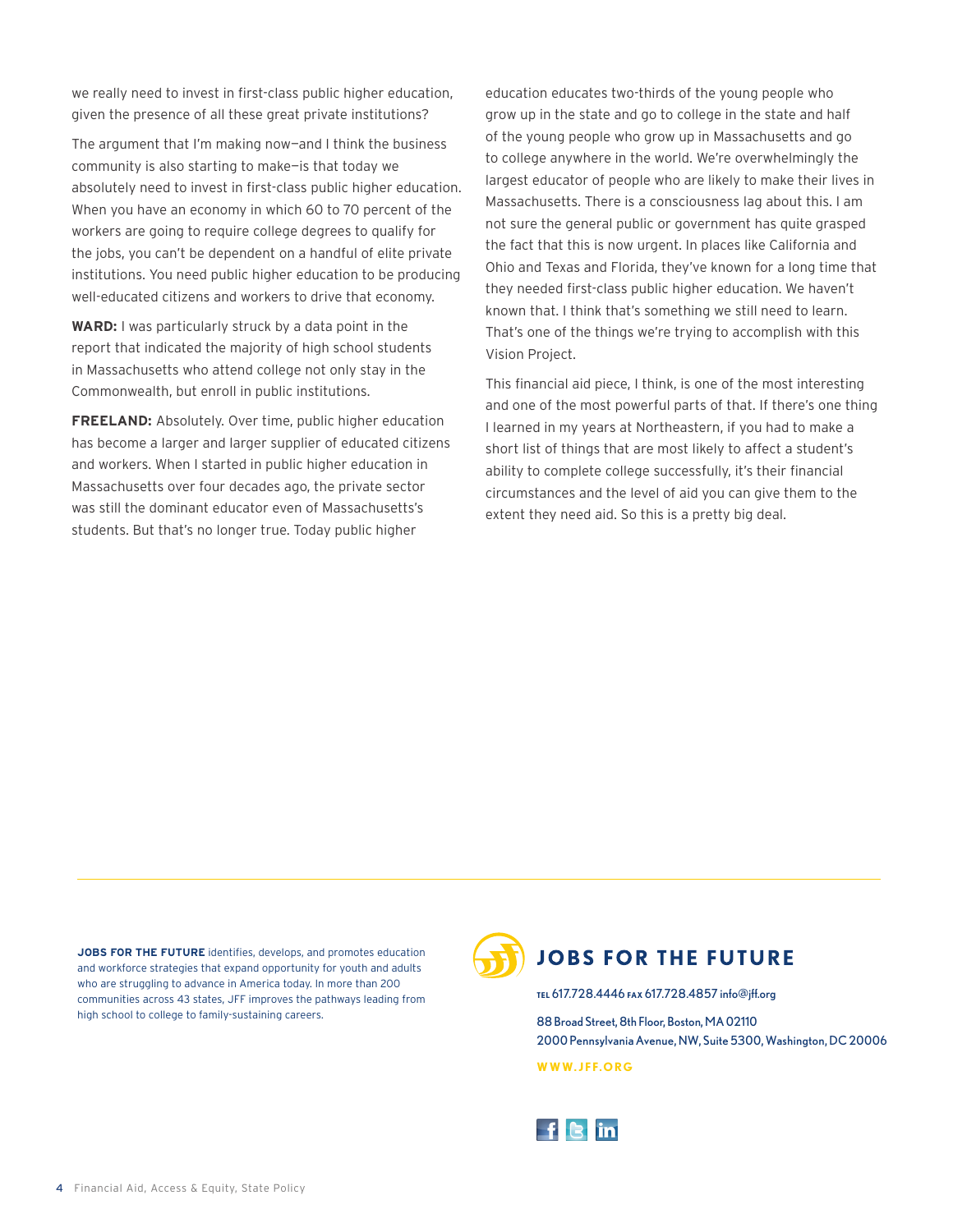we really need to invest in first-class public higher education, given the presence of all these great private institutions?

The argument that I'm making now—and I think the business community is also starting to make—is that today we absolutely need to invest in first-class public higher education. When you have an economy in which 60 to 70 percent of the workers are going to require college degrees to qualify for the jobs, you can't be dependent on a handful of elite private institutions. You need public higher education to be producing well-educated citizens and workers to drive that economy.

**WARD:** I was particularly struck by a data point in the report that indicated the majority of high school students in Massachusetts who attend college not only stay in the Commonwealth, but enroll in public institutions.

**FREELAND:** Absolutely. Over time, public higher education has become a larger and larger supplier of educated citizens and workers. When I started in public higher education in Massachusetts over four decades ago, the private sector was still the dominant educator even of Massachusetts's students. But that's no longer true. Today public higher education educates two-thirds of the young people who grow up in the state and go to college in the state and half of the young people who grow up in Massachusetts and go to college anywhere in the world. We're overwhelmingly the largest educator of people who are likely to make their lives in Massachusetts. There is a consciousness lag about this. I am not sure the general public or government has quite grasped the fact that this is now urgent. In places like California and Ohio and Texas and Florida, they've known for a long time that they needed first-class public higher education. We haven't known that. I think that's something we still need to learn. That's one of the things we're trying to accomplish with this Vision Project.

This financial aid piece, I think, is one of the most interesting and one of the most powerful parts of that. If there's one thing I learned in my years at Northeastern, if you had to make a short list of things that are most likely to affect a student's ability to complete college successfully, it's their financial circumstances and the level of aid you can give them to the extent they need aid. So this is a pretty big deal.

---

**JOBS FOR THE FUTURE** identifies, develops, and promotes education and workforce strategies that expand opportunity for youth and adults who are struggling to advance in America today. In more than 200 communities across 43 states, JFF improves the pathways leading from high school to college to family-sustaining careers.

**JOBS FOR THE FUTURE**

TEL 617.728.4446 FAX 617.728.4857 info@jff.org

88 Broad Street, 8th Floor, Boston, MA 02110
2000 Pennsylvania Avenue, NW, Suite 5300, Washington, DC 20006

WWW.JFF.ORG